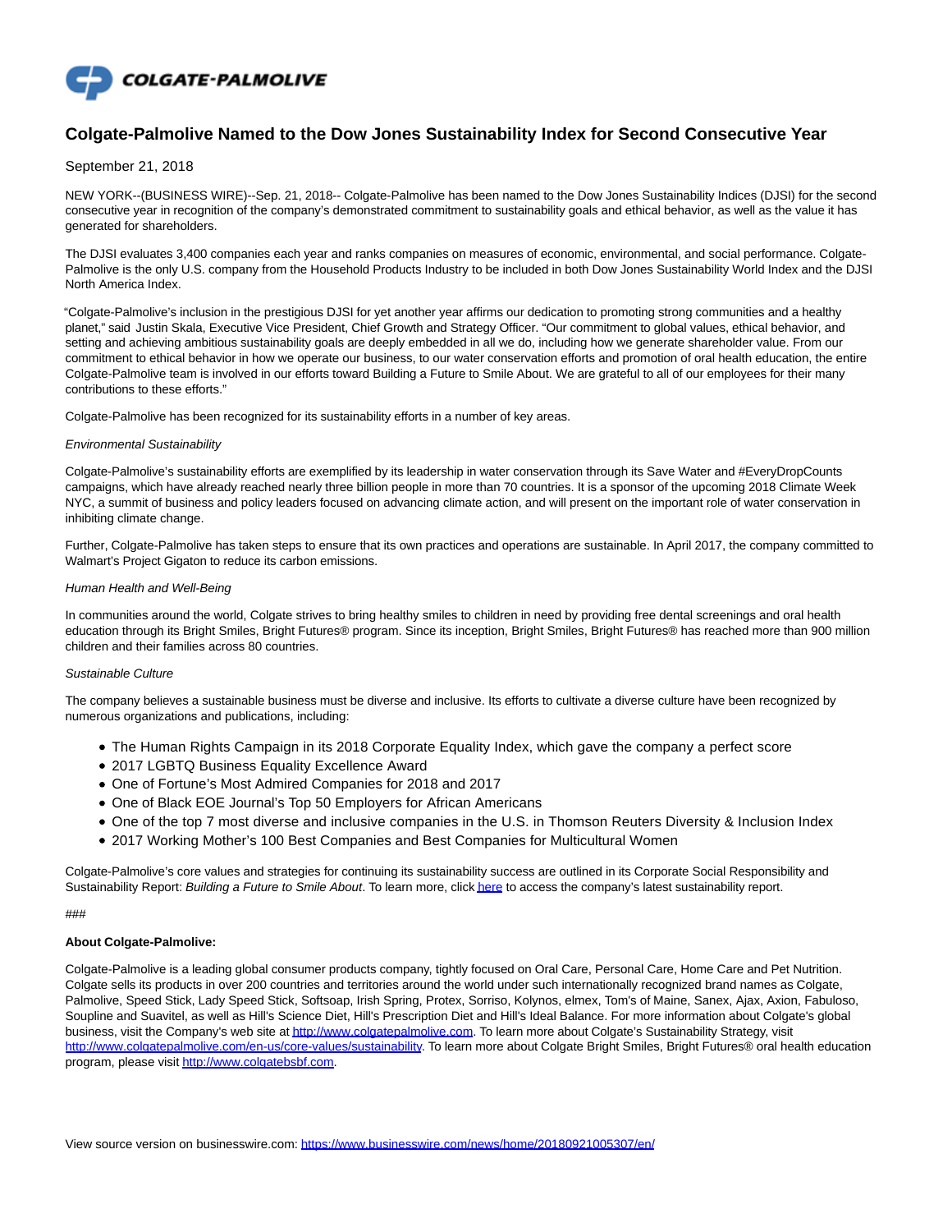COLGATE-PALMOLIVE

# Colgate-Palmolive Named to the Dow Jones Sustainability Index for Second Consecutive Year

September 21, 2018

NEW YORK--(BUSINESS WIRE)--Sep. 21, 2018-- Colgate-Palmolive has been named to the Dow Jones Sustainability Indices (DJSI) for the second consecutive year in recognition of the company's demonstrated commitment to sustainability goals and ethical behavior, as well as the value it has generated for shareholders.

The DJSI evaluates 3,400 companies each year and ranks companies on measures of economic, environmental, and social performance. Colgate-Palmolive is the only U.S. company from the Household Products Industry to be included in both Dow Jones Sustainability World Index and the DJSI North America Index.

"Colgate-Palmolive's inclusion in the prestigious DJSI for yet another year affirms our dedication to promoting strong communities and a healthy planet," said Justin Skala, Executive Vice President, Chief Growth and Strategy Officer. "Our commitment to global values, ethical behavior, and setting and achieving ambitious sustainability goals are deeply embedded in all we do, including how we generate shareholder value. From our commitment to ethical behavior in how we operate our business, to our water conservation efforts and promotion of oral health education, the entire Colgate-Palmolive team is involved in our efforts toward Building a Future to Smile About. We are grateful to all of our employees for their many contributions to these efforts."

Colgate-Palmolive has been recognized for its sustainability efforts in a number of key areas.

*Environmental Sustainability*

Colgate-Palmolive's sustainability efforts are exemplified by its leadership in water conservation through its Save Water and #EveryDropCounts campaigns, which have already reached nearly three billion people in more than 70 countries. It is a sponsor of the upcoming 2018 Climate Week NYC, a summit of business and policy leaders focused on advancing climate action, and will present on the important role of water conservation in inhibiting climate change.

Further, Colgate-Palmolive has taken steps to ensure that its own practices and operations are sustainable. In April 2017, the company committed to Walmart's Project Gigaton to reduce its carbon emissions.

*Human Health and Well-Being*

In communities around the world, Colgate strives to bring healthy smiles to children in need by providing free dental screenings and oral health education through its Bright Smiles, Bright Futures® program. Since its inception, Bright Smiles, Bright Futures® has reached more than 900 million children and their families across 80 countries.

*Sustainable Culture*

The company believes a sustainable business must be diverse and inclusive. Its efforts to cultivate a diverse culture have been recognized by numerous organizations and publications, including:

- The Human Rights Campaign in its 2018 Corporate Equality Index, which gave the company a perfect score
- 2017 LGBTQ Business Equality Excellence Award
- One of Fortune's Most Admired Companies for 2018 and 2017
- One of Black EOE Journal's Top 50 Employers for African Americans
- One of the top 7 most diverse and inclusive companies in the U.S. in Thomson Reuters Diversity & Inclusion Index
- 2017 Working Mother's 100 Best Companies and Best Companies for Multicultural Women

Colgate-Palmolive's core values and strategies for continuing its sustainability success are outlined in its Corporate Social Responsibility and Sustainability Report: *Building a Future to Smile About*. To learn more, click here to access the company's latest sustainability report.

###

**About Colgate-Palmolive:**

Colgate-Palmolive is a leading global consumer products company, tightly focused on Oral Care, Personal Care, Home Care and Pet Nutrition. Colgate sells its products in over 200 countries and territories around the world under such internationally recognized brand names as Colgate, Palmolive, Speed Stick, Lady Speed Stick, Softsoap, Irish Spring, Protex, Sorriso, Kolynos, elmex, Tom's of Maine, Sanex, Ajax, Axion, Fabuloso, Soupline and Suavitel, as well as Hill's Science Diet, Hill's Prescription Diet and Hill's Ideal Balance. For more information about Colgate's global business, visit the Company's web site at http://www.colgatepalmolive.com. To learn more about Colgate's Sustainability Strategy, visit http://www.colgatepalmolive.com/en-us/core-values/sustainability. To learn more about Colgate Bright Smiles, Bright Futures® oral health education program, please visit http://www.colgatebsbf.com.

View source version on businesswire.com: https://www.businesswire.com/news/home/20180921005307/en/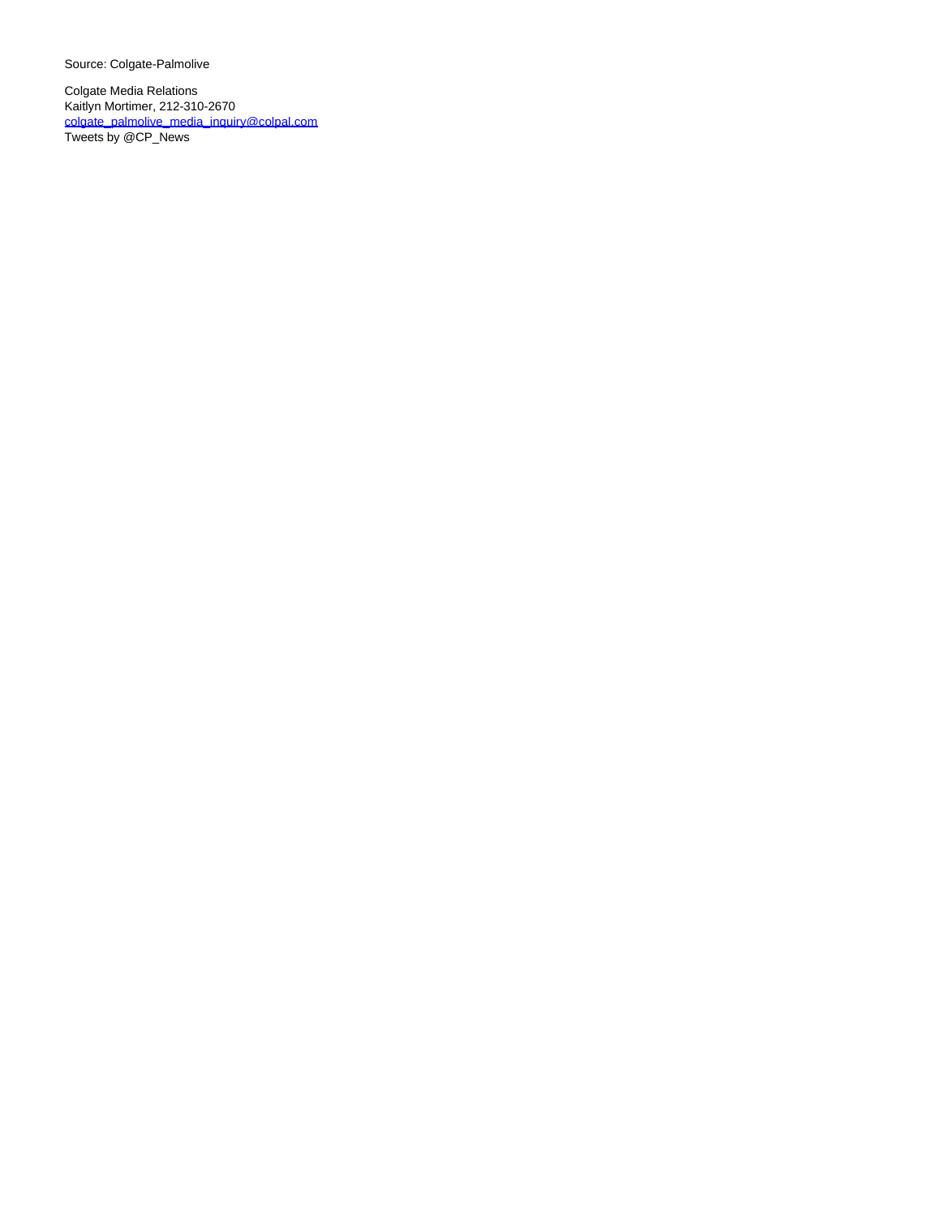Source: Colgate-Palmolive

Colgate Media Relations
Kaitlyn Mortimer, 212-310-2670
colgate_palmolive_media_inquiry@colpal.com
Tweets by @CP_News